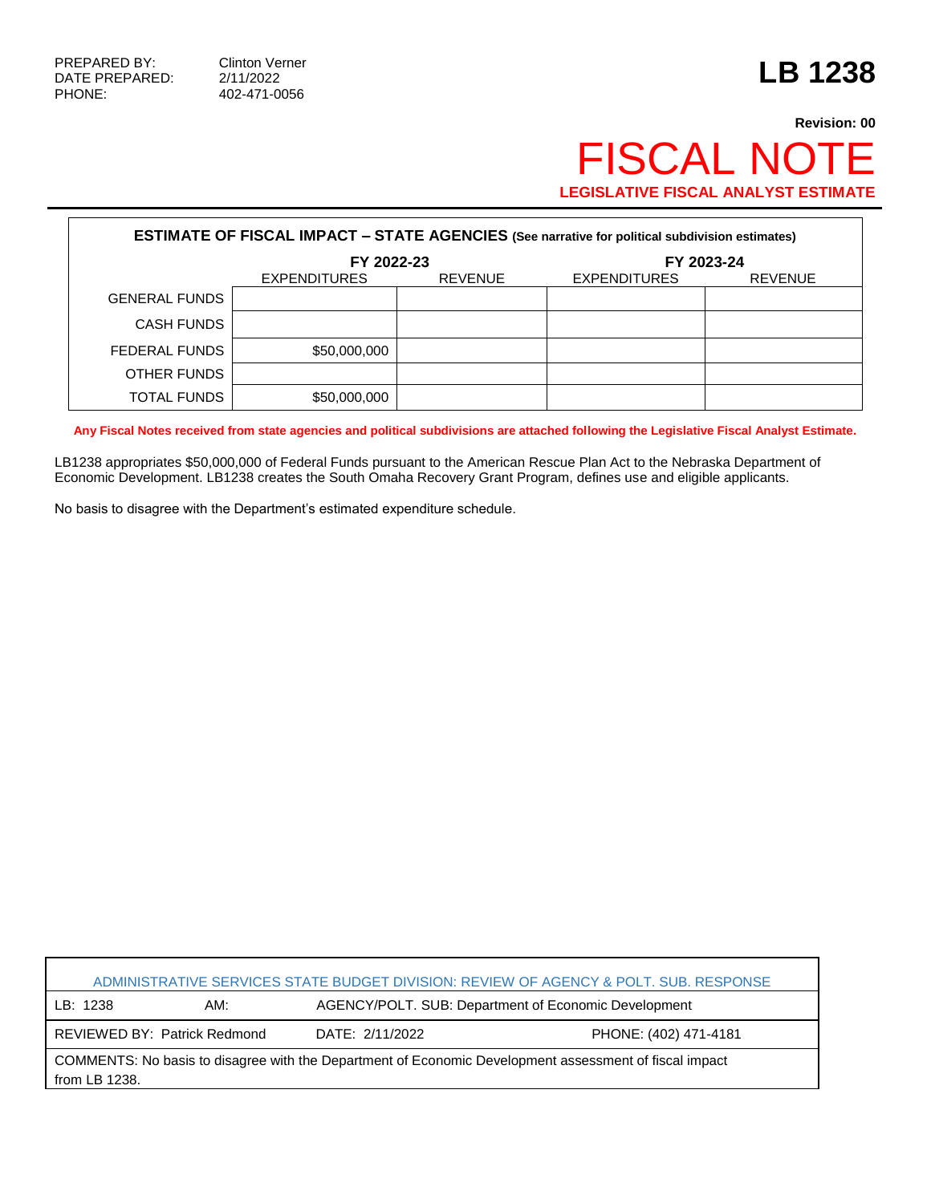PREPARED BY: Clinton Verner
DATE PREPARED: 2/11/2022
PHONE: 402-471-0056

# LB 1238

**Revision: 00**

# FISCAL NOTE

**LEGISLATIVE FISCAL ANALYST ESTIMATE**

**ESTIMATE OF FISCAL IMPACT – STATE AGENCIES (See narrative for political subdivision estimates)**

| | FY 2022-23 | | FY 2023-24 | |
|---|---|---|---|---|
| | EXPENDITURES | REVENUE | EXPENDITURES | REVENUE |
| GENERAL FUNDS | | | | |
| CASH FUNDS | | | | |
| FEDERAL FUNDS | $50,000,000 | | | |
| OTHER FUNDS | | | | |
| TOTAL FUNDS | $50,000,000 | | | |

**Any Fiscal Notes received from state agencies and political subdivisions are attached following the Legislative Fiscal Analyst Estimate.**

LB1238 appropriates $50,000,000 of Federal Funds pursuant to the American Rescue Plan Act to the Nebraska Department of Economic Development. LB1238 creates the South Omaha Recovery Grant Program, defines use and eligible applicants.

No basis to disagree with the Department's estimated expenditure schedule.

| ADMINISTRATIVE SERVICES STATE BUDGET DIVISION: REVIEW OF AGENCY & POLT. SUB. RESPONSE | | |
|---|---|---|
| LB: 1238 AM: | AGENCY/POLT. SUB: Department of Economic Development | |
| REVIEWED BY: Patrick Redmond | DATE: 2/11/2022 | PHONE: (402) 471-4181 |
| COMMENTS: No basis to disagree with the Department of Economic Development assessment of fiscal impact from LB 1238. | | |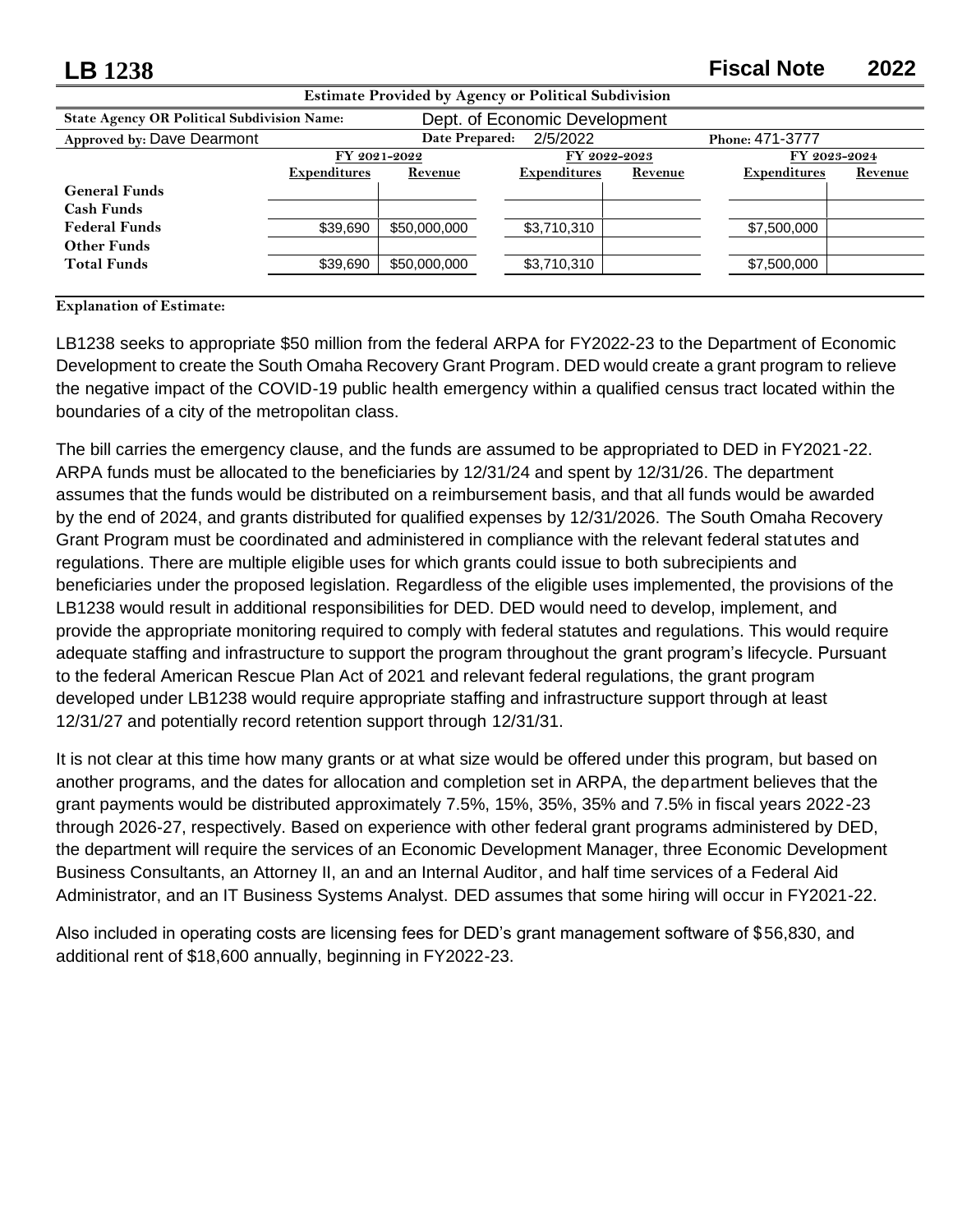# LB 1238 Fiscal Note 2022

**Estimate Provided by Agency or Political Subdivision**

| **State Agency OR Political Subdivision Name:** | Dept. of Economic Development | |
|---|---|---|
| **Approved by:** Dave Dearmont | **Date Prepared:** 2/5/2022 | **Phone:** 471-3777 |

| | FY 2021-2022 | | FY 2022-2023 | | FY 2023-2024 | |
|---|---|---|---|---|---|---|
| | **Expenditures** | **Revenue** | **Expenditures** | **Revenue** | **Expenditures** | **Revenue** |
| **General Funds** | | | | | | |
| **Cash Funds** | | | | | | |
| **Federal Funds** | $39,690 | $50,000,000 | $3,710,310 | | $7,500,000 | |
| **Other Funds** | | | | | | |
| **Total Funds** | $39,690 | $50,000,000 | $3,710,310 | | $7,500,000 | |

**Explanation of Estimate:**

LB1238 seeks to appropriate $50 million from the federal ARPA for FY2022-23 to the Department of Economic Development to create the South Omaha Recovery Grant Program. DED would create a grant program to relieve the negative impact of the COVID-19 public health emergency within a qualified census tract located within the boundaries of a city of the metropolitan class.

The bill carries the emergency clause, and the funds are assumed to be appropriated to DED in FY2021-22. ARPA funds must be allocated to the beneficiaries by 12/31/24 and spent by 12/31/26. The department assumes that the funds would be distributed on a reimbursement basis, and that all funds would be awarded by the end of 2024, and grants distributed for qualified expenses by 12/31/2026. The South Omaha Recovery Grant Program must be coordinated and administered in compliance with the relevant federal statutes and regulations. There are multiple eligible uses for which grants could issue to both subrecipients and beneficiaries under the proposed legislation. Regardless of the eligible uses implemented, the provisions of the LB1238 would result in additional responsibilities for DED. DED would need to develop, implement, and provide the appropriate monitoring required to comply with federal statutes and regulations. This would require adequate staffing and infrastructure to support the program throughout the grant program's lifecycle. Pursuant to the federal American Rescue Plan Act of 2021 and relevant federal regulations, the grant program developed under LB1238 would require appropriate staffing and infrastructure support through at least 12/31/27 and potentially record retention support through 12/31/31.

It is not clear at this time how many grants or at what size would be offered under this program, but based on another programs, and the dates for allocation and completion set in ARPA, the department believes that the grant payments would be distributed approximately 7.5%, 15%, 35%, 35% and 7.5% in fiscal years 2022-23 through 2026-27, respectively. Based on experience with other federal grant programs administered by DED, the department will require the services of an Economic Development Manager, three Economic Development Business Consultants, an Attorney II, an and an Internal Auditor, and half time services of a Federal Aid Administrator, and an IT Business Systems Analyst. DED assumes that some hiring will occur in FY2021-22.

Also included in operating costs are licensing fees for DED's grant management software of $56,830, and additional rent of $18,600 annually, beginning in FY2022-23.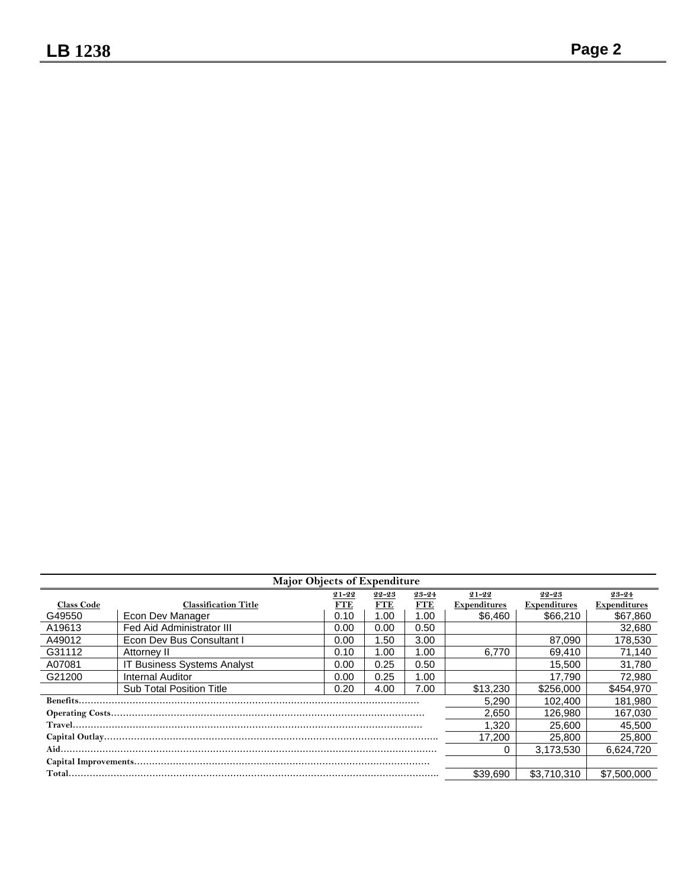| Major Objects of Expenditure | | | | | | | |
|---|---|---|---|---|---|---|---|
| Class Code | Classification Title | 21-22 FTE | 22-23 FTE | 23-24 FTE | 21-22 Expenditures | 22-23 Expenditures | 23-24 Expenditures |
| G49550 | Econ Dev Manager | 0.10 | 1.00 | 1.00 | $6,460 | $66,210 | $67,860 |
| A19613 | Fed Aid Administrator III | 0.00 | 0.00 | 0.50 | | | 32,680 |
| A49012 | Econ Dev Bus Consultant I | 0.00 | 1.50 | 3.00 | | 87,090 | 178,530 |
| G31112 | Attorney II | 0.10 | 1.00 | 1.00 | 6,770 | 69,410 | 71,140 |
| A07081 | IT Business Systems Analyst | 0.00 | 0.25 | 0.50 | | 15,500 | 31,780 |
| G21200 | Internal Auditor | 0.00 | 0.25 | 1.00 | | 17,790 | 72,980 |
| | Sub Total Position Title | 0.20 | 4.00 | 7.00 | $13,230 | $256,000 | $454,970 |
| Benefits | | | | | 5,290 | 102,400 | 181,980 |
| Operating Costs | | | | | 2,650 | 126,980 | 167,030 |
| Travel | | | | | 1,320 | 25,600 | 45,500 |
| Capital Outlay | | | | | 17,200 | 25,800 | 25,800 |
| Aid | | | | | 0 | 3,173,530 | 6,624,720 |
| Capital Improvements | | | | | | | |
| Total | | | | | $39,690 | $3,710,310 | $7,500,000 |